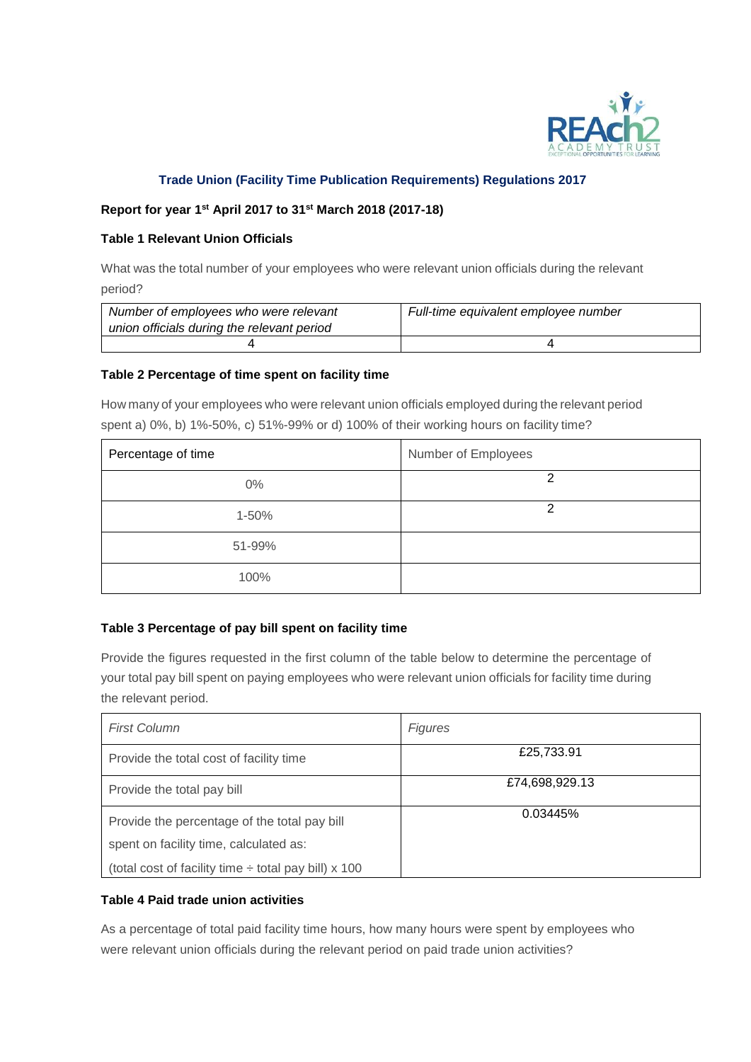## Trade Union (Facility Time Publication Requirements) Regulations 2017

**Report for year 1st April 2017 to 31st March 2018 (2017-18)**

**Table 1 Relevant Union Officials**

What was the total number of your employees who were relevant union officials during the relevant period?

| *Number of employees who were relevant union officials during the relevant period* | *Full-time equivalent employee number* |
|---|---|
| 4 | 4 |

**Table 2 Percentage of time spent on facility time**

How many of your employees who were relevant union officials employed during the relevant period spent a) 0%, b) 1%-50%, c) 51%-99% or d) 100% of their working hours on facility time?

| Percentage of time | Number of Employees |
|---|---|
| 0% | 2 |
| 1-50% | 2 |
| 51-99% | |
| 100% | |

**Table 3 Percentage of pay bill spent on facility time**

Provide the figures requested in the first column of the table below to determine the percentage of your total pay bill spent on paying employees who were relevant union officials for facility time during the relevant period.

| *First Column* | *Figures* |
|---|---|
| Provide the total cost of facility time | £25,733.91 |
| Provide the total pay bill | £74,698,929.13 |
| Provide the percentage of the total pay bill spent on facility time, calculated as: (total cost of facility time ÷ total pay bill) x 100 | 0.03445% |

**Table 4 Paid trade union activities**

As a percentage of total paid facility time hours, how many hours were spent by employees who were relevant union officials during the relevant period on paid trade union activities?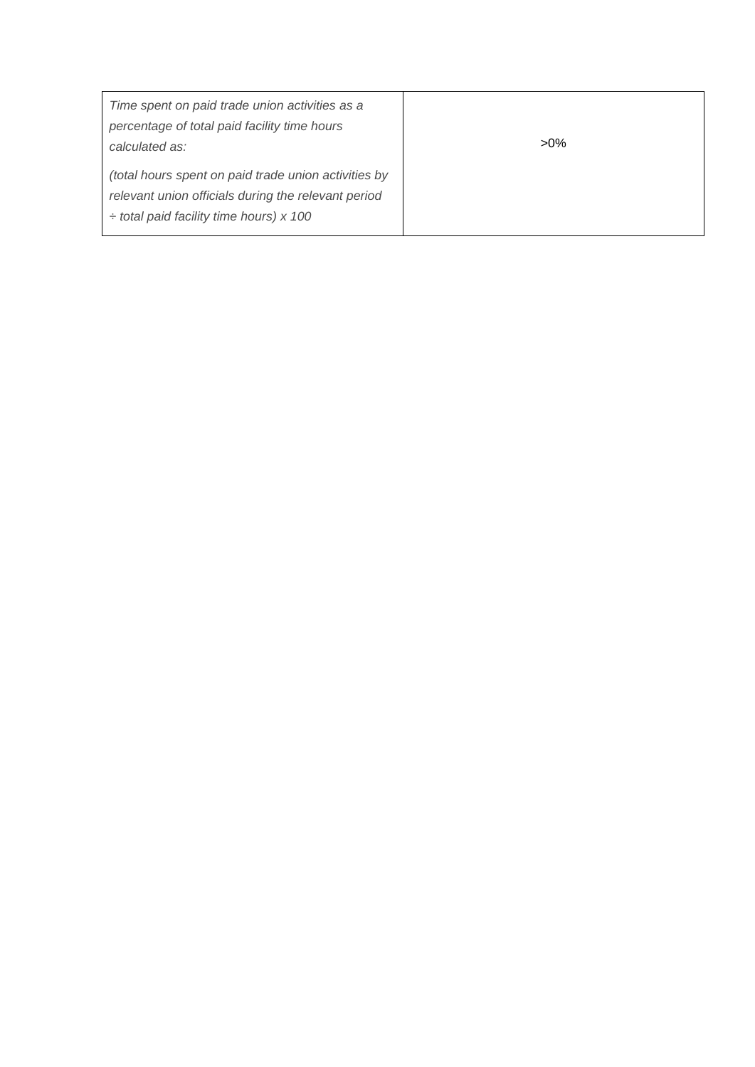| | |
|---|---|
| *Time spent on paid trade union activities as a percentage of total paid facility time hours calculated as:*<br><br>*(total hours spent on paid trade union activities by relevant union officials during the relevant period ÷ total paid facility time hours) x 100* | >0% |